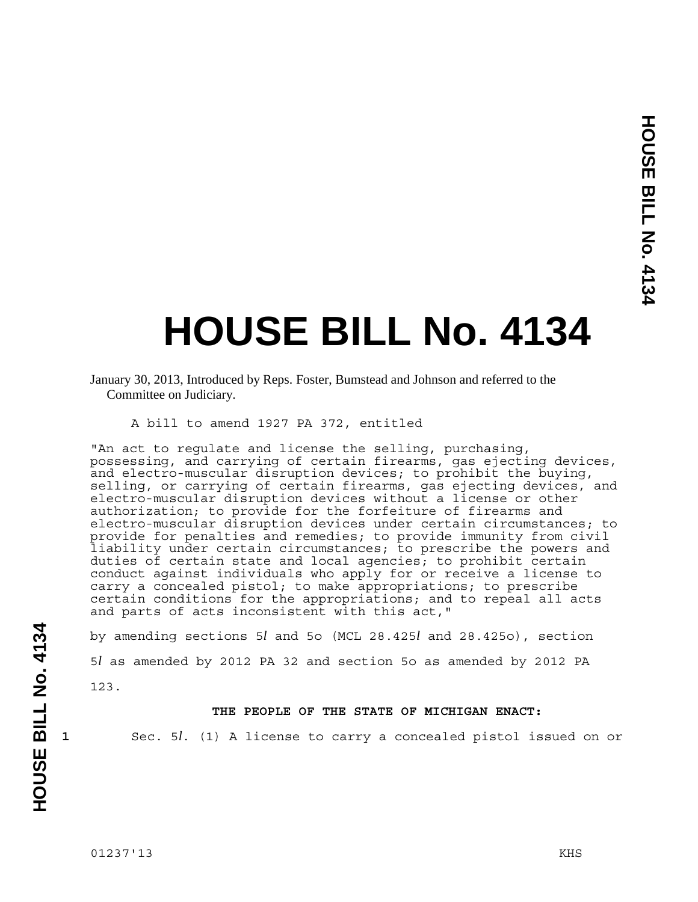# HOUSE BILL No. 4134

January 30, 2013, Introduced by Reps. Foster, Bumstead and Johnson and referred to the Committee on Judiciary.

A bill to amend 1927 PA 372, entitled

"An act to regulate and license the selling, purchasing, possessing, and carrying of certain firearms, gas ejecting devices, and electro-muscular disruption devices; to prohibit the buying, selling, or carrying of certain firearms, gas ejecting devices, and electro-muscular disruption devices without a license or other authorization; to provide for the forfeiture of firearms and electro-muscular disruption devices under certain circumstances; to provide for penalties and remedies; to provide immunity from civil liability under certain circumstances; to prescribe the powers and duties of certain state and local agencies; to prohibit certain conduct against individuals who apply for or receive a license to carry a concealed pistol; to make appropriations; to prescribe certain conditions for the appropriations; and to repeal all acts and parts of acts inconsistent with this act,"

by amending sections 5*l* and 5o (MCL 28.425*l* and 28.425o), section 5*l* as amended by 2012 PA 32 and section 5o as amended by 2012 PA 123.

**THE PEOPLE OF THE STATE OF MICHIGAN ENACT:**

1 Sec. 5*l*. (1) A license to carry a concealed pistol issued on or

01237'13 KHS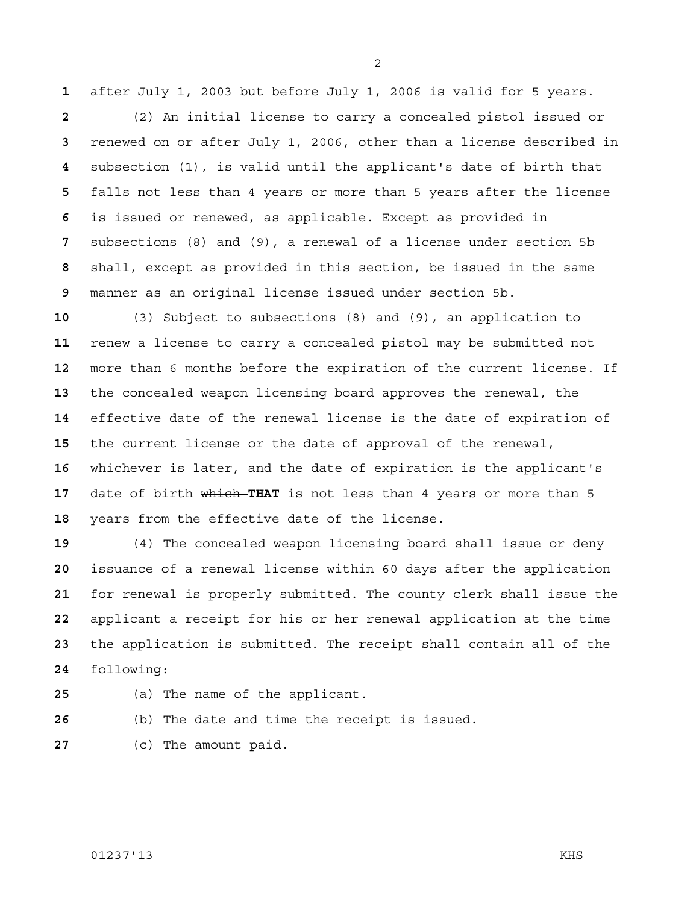after July 1, 2003 but before July 1, 2006 is valid for 5 years.

(2) An initial license to carry a concealed pistol issued or renewed on or after July 1, 2006, other than a license described in subsection (1), is valid until the applicant's date of birth that falls not less than 4 years or more than 5 years after the license is issued or renewed, as applicable. Except as provided in subsections (8) and (9), a renewal of a license under section 5b shall, except as provided in this section, be issued in the same manner as an original license issued under section 5b.

(3) Subject to subsections (8) and (9), an application to renew a license to carry a concealed pistol may be submitted not more than 6 months before the expiration of the current license. If the concealed weapon licensing board approves the renewal, the effective date of the renewal license is the date of expiration of the current license or the date of approval of the renewal, whichever is later, and the date of expiration is the applicant's date of birth ~~which~~ **THAT** is not less than 4 years or more than 5 years from the effective date of the license.

(4) The concealed weapon licensing board shall issue or deny issuance of a renewal license within 60 days after the application for renewal is properly submitted. The county clerk shall issue the applicant a receipt for his or her renewal application at the time the application is submitted. The receipt shall contain all of the following:

(a) The name of the applicant.

(b) The date and time the receipt is issued.

(c) The amount paid.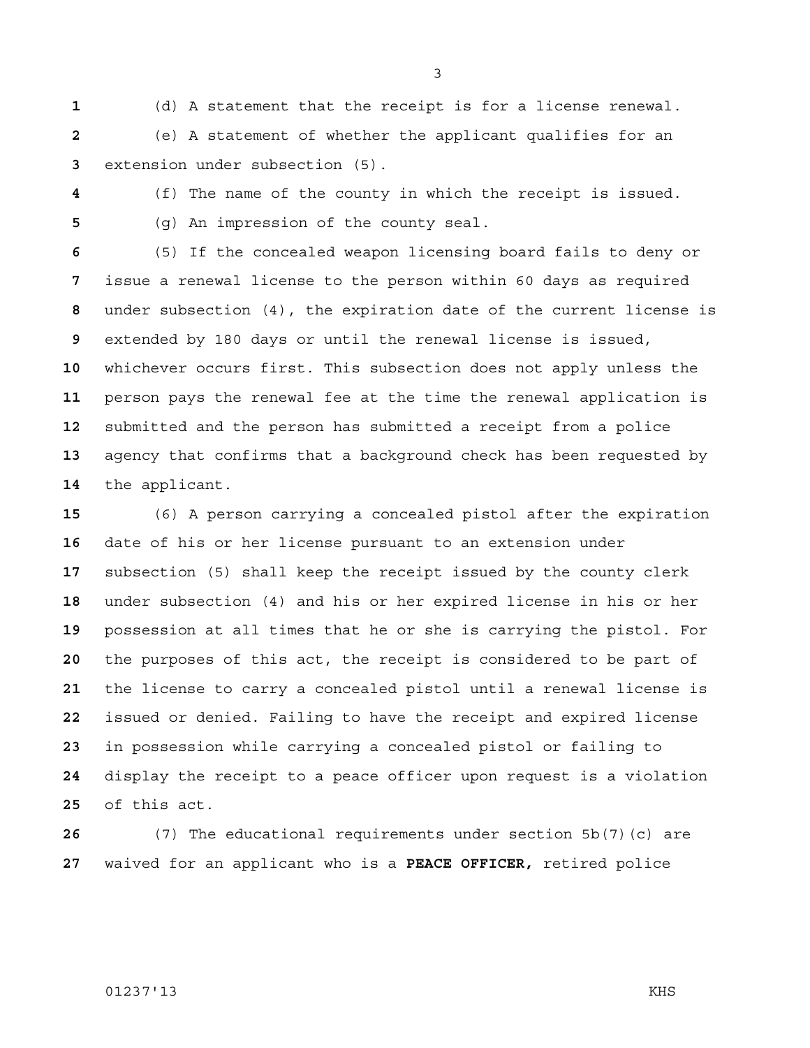(d) A statement that the receipt is for a license renewal.

(e) A statement of whether the applicant qualifies for an extension under subsection (5).

(f) The name of the county in which the receipt is issued.

(g) An impression of the county seal.

(5) If the concealed weapon licensing board fails to deny or issue a renewal license to the person within 60 days as required under subsection (4), the expiration date of the current license is extended by 180 days or until the renewal license is issued, whichever occurs first. This subsection does not apply unless the person pays the renewal fee at the time the renewal application is submitted and the person has submitted a receipt from a police agency that confirms that a background check has been requested by the applicant.

(6) A person carrying a concealed pistol after the expiration date of his or her license pursuant to an extension under subsection (5) shall keep the receipt issued by the county clerk under subsection (4) and his or her expired license in his or her possession at all times that he or she is carrying the pistol. For the purposes of this act, the receipt is considered to be part of the license to carry a concealed pistol until a renewal license is issued or denied. Failing to have the receipt and expired license in possession while carrying a concealed pistol or failing to display the receipt to a peace officer upon request is a violation of this act.

(7) The educational requirements under section 5b(7)(c) are waived for an applicant who is a **PEACE OFFICER,** retired police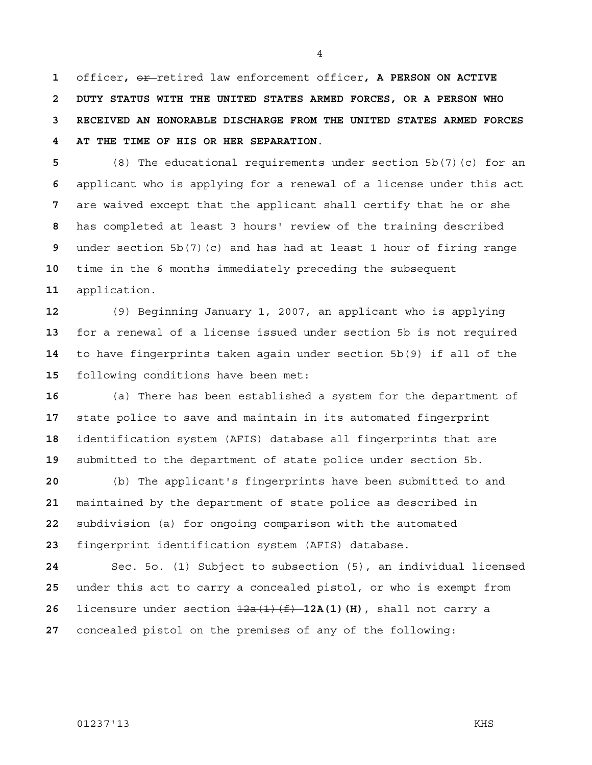officer, ~~or~~ retired law enforcement officer, **A PERSON ON ACTIVE DUTY STATUS WITH THE UNITED STATES ARMED FORCES, OR A PERSON WHO RECEIVED AN HONORABLE DISCHARGE FROM THE UNITED STATES ARMED FORCES AT THE TIME OF HIS OR HER SEPARATION**.

(8) The educational requirements under section 5b(7)(c) for an applicant who is applying for a renewal of a license under this act are waived except that the applicant shall certify that he or she has completed at least 3 hours' review of the training described under section 5b(7)(c) and has had at least 1 hour of firing range time in the 6 months immediately preceding the subsequent application.

(9) Beginning January 1, 2007, an applicant who is applying for a renewal of a license issued under section 5b is not required to have fingerprints taken again under section 5b(9) if all of the following conditions have been met:

(a) There has been established a system for the department of state police to save and maintain in its automated fingerprint identification system (AFIS) database all fingerprints that are submitted to the department of state police under section 5b.

(b) The applicant's fingerprints have been submitted to and maintained by the department of state police as described in subdivision (a) for ongoing comparison with the automated fingerprint identification system (AFIS) database.

Sec. 5o. (1) Subject to subsection (5), an individual licensed under this act to carry a concealed pistol, or who is exempt from licensure under section ~~12a(1)(f)~~ **12A(1)(H)**, shall not carry a concealed pistol on the premises of any of the following: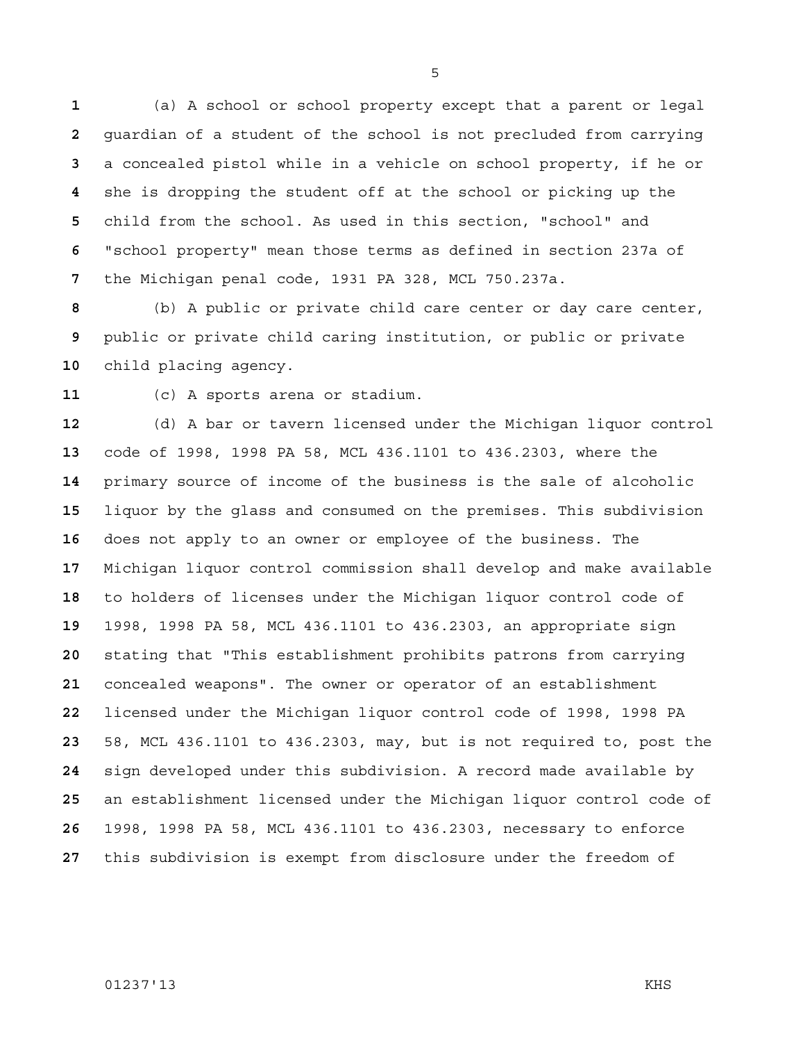(a) A school or school property except that a parent or legal guardian of a student of the school is not precluded from carrying a concealed pistol while in a vehicle on school property, if he or she is dropping the student off at the school or picking up the child from the school. As used in this section, "school" and "school property" mean those terms as defined in section 237a of the Michigan penal code, 1931 PA 328, MCL 750.237a.

(b) A public or private child care center or day care center, public or private child caring institution, or public or private child placing agency.

(c) A sports arena or stadium.

(d) A bar or tavern licensed under the Michigan liquor control code of 1998, 1998 PA 58, MCL 436.1101 to 436.2303, where the primary source of income of the business is the sale of alcoholic liquor by the glass and consumed on the premises. This subdivision does not apply to an owner or employee of the business. The Michigan liquor control commission shall develop and make available to holders of licenses under the Michigan liquor control code of 1998, 1998 PA 58, MCL 436.1101 to 436.2303, an appropriate sign stating that "This establishment prohibits patrons from carrying concealed weapons". The owner or operator of an establishment licensed under the Michigan liquor control code of 1998, 1998 PA 58, MCL 436.1101 to 436.2303, may, but is not required to, post the sign developed under this subdivision. A record made available by an establishment licensed under the Michigan liquor control code of 1998, 1998 PA 58, MCL 436.1101 to 436.2303, necessary to enforce this subdivision is exempt from disclosure under the freedom of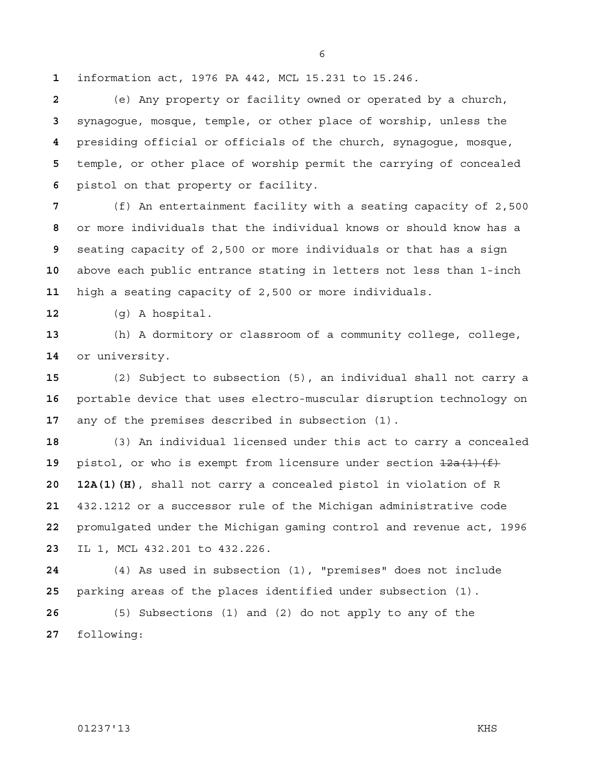information act, 1976 PA 442, MCL 15.231 to 15.246.

(e) Any property or facility owned or operated by a church, synagogue, mosque, temple, or other place of worship, unless the presiding official or officials of the church, synagogue, mosque, temple, or other place of worship permit the carrying of concealed pistol on that property or facility.

(f) An entertainment facility with a seating capacity of 2,500 or more individuals that the individual knows or should know has a seating capacity of 2,500 or more individuals or that has a sign above each public entrance stating in letters not less than 1-inch high a seating capacity of 2,500 or more individuals.

(g) A hospital.

(h) A dormitory or classroom of a community college, college, or university.

(2) Subject to subsection (5), an individual shall not carry a portable device that uses electro-muscular disruption technology on any of the premises described in subsection (1).

(3) An individual licensed under this act to carry a concealed pistol, or who is exempt from licensure under section ~~12a(1)(f)~~ **12A(1)(H)**, shall not carry a concealed pistol in violation of R 432.1212 or a successor rule of the Michigan administrative code promulgated under the Michigan gaming control and revenue act, 1996 IL 1, MCL 432.201 to 432.226.

(4) As used in subsection (1), "premises" does not include parking areas of the places identified under subsection (1).

(5) Subsections (1) and (2) do not apply to any of the following: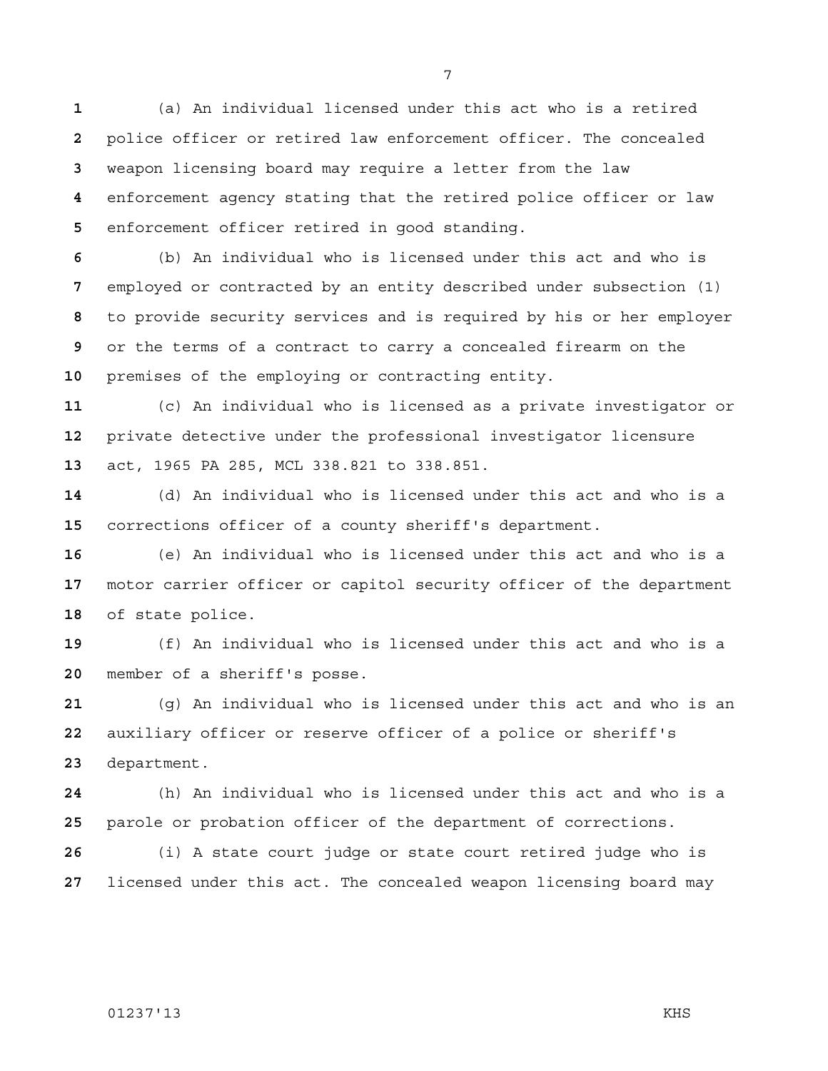(a) An individual licensed under this act who is a retired police officer or retired law enforcement officer. The concealed weapon licensing board may require a letter from the law enforcement agency stating that the retired police officer or law enforcement officer retired in good standing.

(b) An individual who is licensed under this act and who is employed or contracted by an entity described under subsection (1) to provide security services and is required by his or her employer or the terms of a contract to carry a concealed firearm on the premises of the employing or contracting entity.

(c) An individual who is licensed as a private investigator or private detective under the professional investigator licensure act, 1965 PA 285, MCL 338.821 to 338.851.

(d) An individual who is licensed under this act and who is a corrections officer of a county sheriff's department.

(e) An individual who is licensed under this act and who is a motor carrier officer or capitol security officer of the department of state police.

(f) An individual who is licensed under this act and who is a member of a sheriff's posse.

(g) An individual who is licensed under this act and who is an auxiliary officer or reserve officer of a police or sheriff's department.

(h) An individual who is licensed under this act and who is a parole or probation officer of the department of corrections.

(i) A state court judge or state court retired judge who is licensed under this act. The concealed weapon licensing board may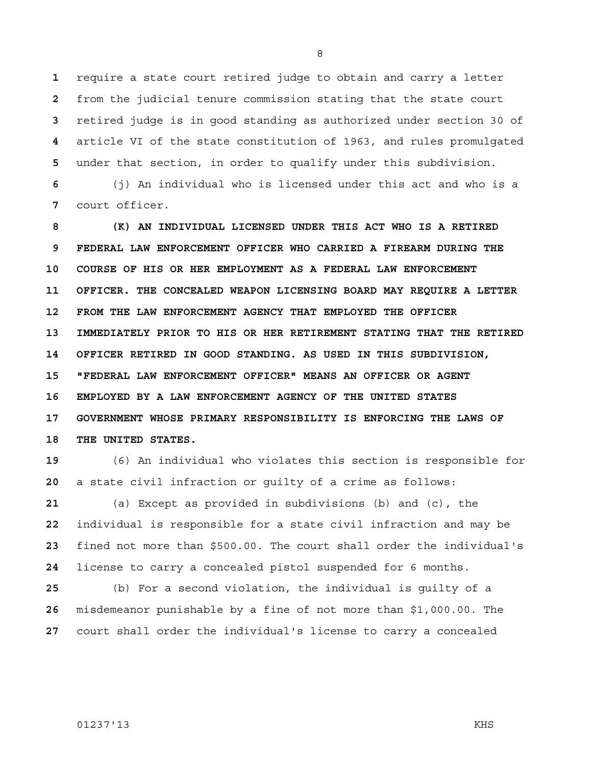require a state court retired judge to obtain and carry a letter from the judicial tenure commission stating that the state court retired judge is in good standing as authorized under section 30 of article VI of the state constitution of 1963, and rules promulgated under that section, in order to qualify under this subdivision.

(j) An individual who is licensed under this act and who is a court officer.

**(K) AN INDIVIDUAL LICENSED UNDER THIS ACT WHO IS A RETIRED FEDERAL LAW ENFORCEMENT OFFICER WHO CARRIED A FIREARM DURING THE COURSE OF HIS OR HER EMPLOYMENT AS A FEDERAL LAW ENFORCEMENT OFFICER. THE CONCEALED WEAPON LICENSING BOARD MAY REQUIRE A LETTER FROM THE LAW ENFORCEMENT AGENCY THAT EMPLOYED THE OFFICER IMMEDIATELY PRIOR TO HIS OR HER RETIREMENT STATING THAT THE RETIRED OFFICER RETIRED IN GOOD STANDING. AS USED IN THIS SUBDIVISION, "FEDERAL LAW ENFORCEMENT OFFICER" MEANS AN OFFICER OR AGENT EMPLOYED BY A LAW ENFORCEMENT AGENCY OF THE UNITED STATES GOVERNMENT WHOSE PRIMARY RESPONSIBILITY IS ENFORCING THE LAWS OF THE UNITED STATES.**

(6) An individual who violates this section is responsible for a state civil infraction or guilty of a crime as follows:

(a) Except as provided in subdivisions (b) and (c), the individual is responsible for a state civil infraction and may be fined not more than $500.00. The court shall order the individual's license to carry a concealed pistol suspended for 6 months.

(b) For a second violation, the individual is guilty of a misdemeanor punishable by a fine of not more than $1,000.00. The court shall order the individual's license to carry a concealed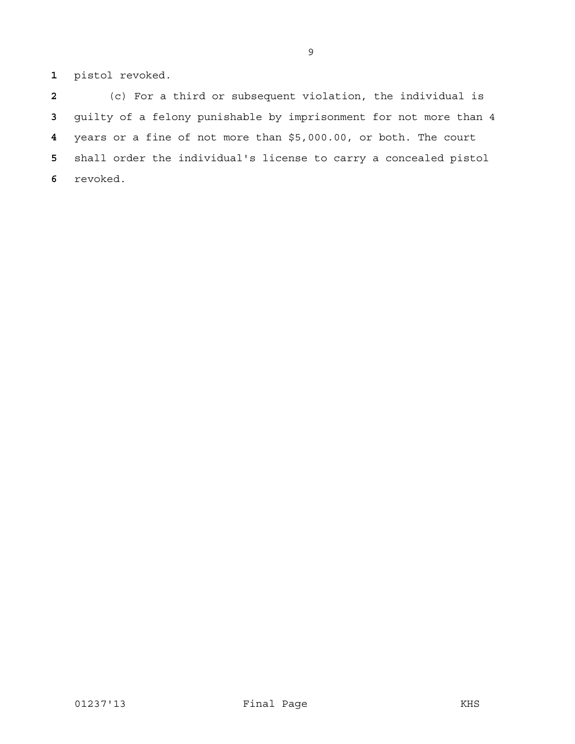pistol revoked.

(c) For a third or subsequent violation, the individual is guilty of a felony punishable by imprisonment for not more than 4 years or a fine of not more than $5,000.00, or both. The court shall order the individual's license to carry a concealed pistol revoked.